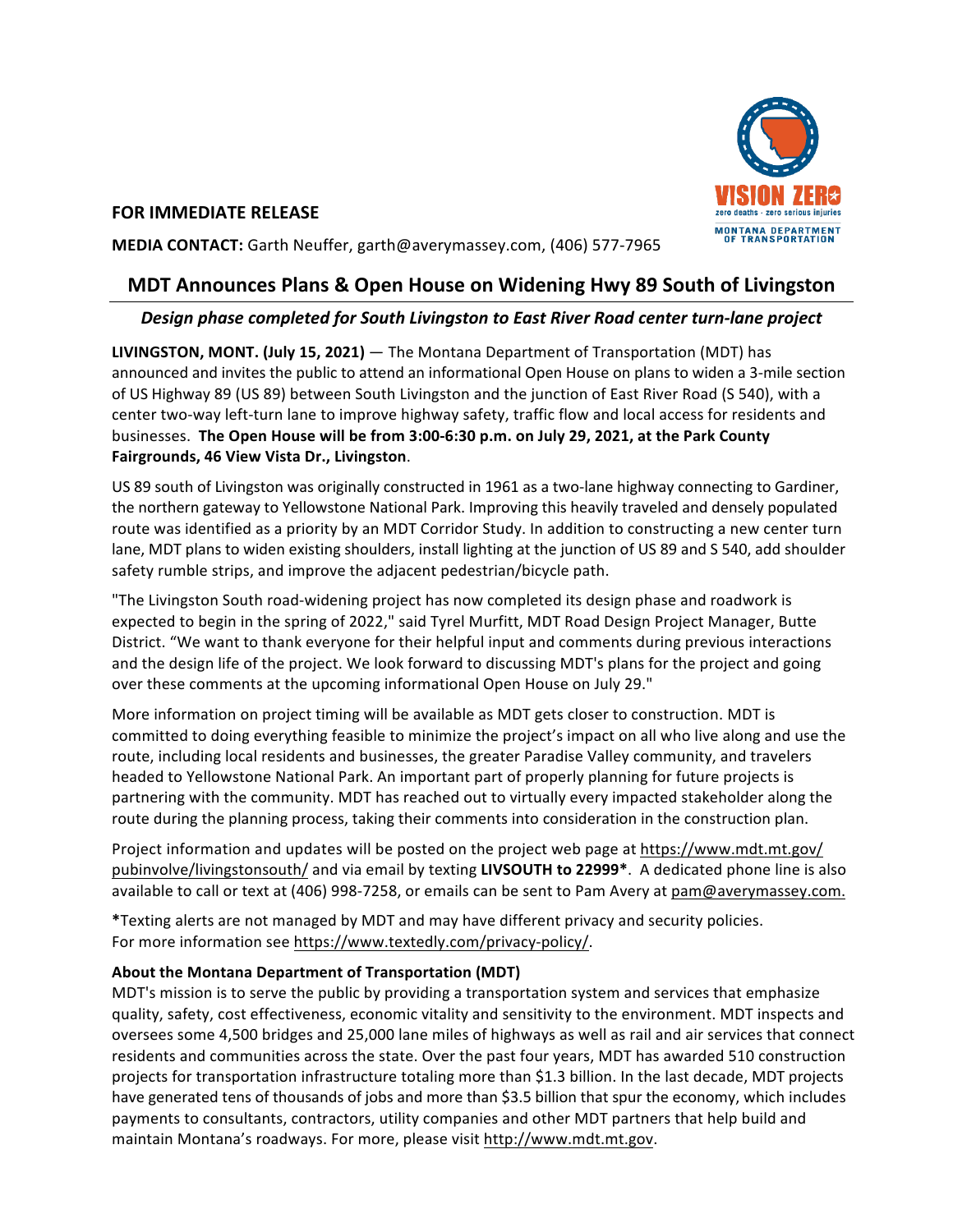VISION ZERO
zero deaths · zero serious injuries
MONTANA DEPARTMENT OF TRANSPORTATION

**FOR IMMEDIATE RELEASE**

**MEDIA CONTACT:** Garth Neuffer, garth@averymassey.com, (406) 577-7965

# MDT Announces Plans & Open House on Widening Hwy 89 South of Livingston

## *Design phase completed for South Livingston to East River Road center turn-lane project*

**LIVINGSTON, MONT. (July 15, 2021)** — The Montana Department of Transportation (MDT) has announced and invites the public to attend an informational Open House on plans to widen a 3-mile section of US Highway 89 (US 89) between South Livingston and the junction of East River Road (S 540), with a center two-way left-turn lane to improve highway safety, traffic flow and local access for residents and businesses. **The Open House will be from 3:00-6:30 p.m. on July 29, 2021, at the Park County Fairgrounds, 46 View Vista Dr., Livingston**.

US 89 south of Livingston was originally constructed in 1961 as a two-lane highway connecting to Gardiner, the northern gateway to Yellowstone National Park. Improving this heavily traveled and densely populated route was identified as a priority by an MDT Corridor Study. In addition to constructing a new center turn lane, MDT plans to widen existing shoulders, install lighting at the junction of US 89 and S 540, add shoulder safety rumble strips, and improve the adjacent pedestrian/bicycle path.

"The Livingston South road-widening project has now completed its design phase and roadwork is expected to begin in the spring of 2022," said Tyrel Murfitt, MDT Road Design Project Manager, Butte District. "We want to thank everyone for their helpful input and comments during previous interactions and the design life of the project. We look forward to discussing MDT's plans for the project and going over these comments at the upcoming informational Open House on July 29."

More information on project timing will be available as MDT gets closer to construction. MDT is committed to doing everything feasible to minimize the project's impact on all who live along and use the route, including local residents and businesses, the greater Paradise Valley community, and travelers headed to Yellowstone National Park. An important part of properly planning for future projects is partnering with the community. MDT has reached out to virtually every impacted stakeholder along the route during the planning process, taking their comments into consideration in the construction plan.

Project information and updates will be posted on the project web page at https://www.mdt.mt.gov/pubinvolve/livingstonsouth/ and via email by texting **LIVSOUTH to 22999***. A dedicated phone line is also available to call or text at (406) 998-7258, or emails can be sent to Pam Avery at pam@averymassey.com.

***Texting alerts are not managed by MDT and may have different privacy and security policies. For more information see https://www.textedly.com/privacy-policy/.

**About the Montana Department of Transportation (MDT)**

MDT's mission is to serve the public by providing a transportation system and services that emphasize quality, safety, cost effectiveness, economic vitality and sensitivity to the environment. MDT inspects and oversees some 4,500 bridges and 25,000 lane miles of highways as well as rail and air services that connect residents and communities across the state. Over the past four years, MDT has awarded 510 construction projects for transportation infrastructure totaling more than $1.3 billion. In the last decade, MDT projects have generated tens of thousands of jobs and more than $3.5 billion that spur the economy, which includes payments to consultants, contractors, utility companies and other MDT partners that help build and maintain Montana's roadways. For more, please visit http://www.mdt.mt.gov.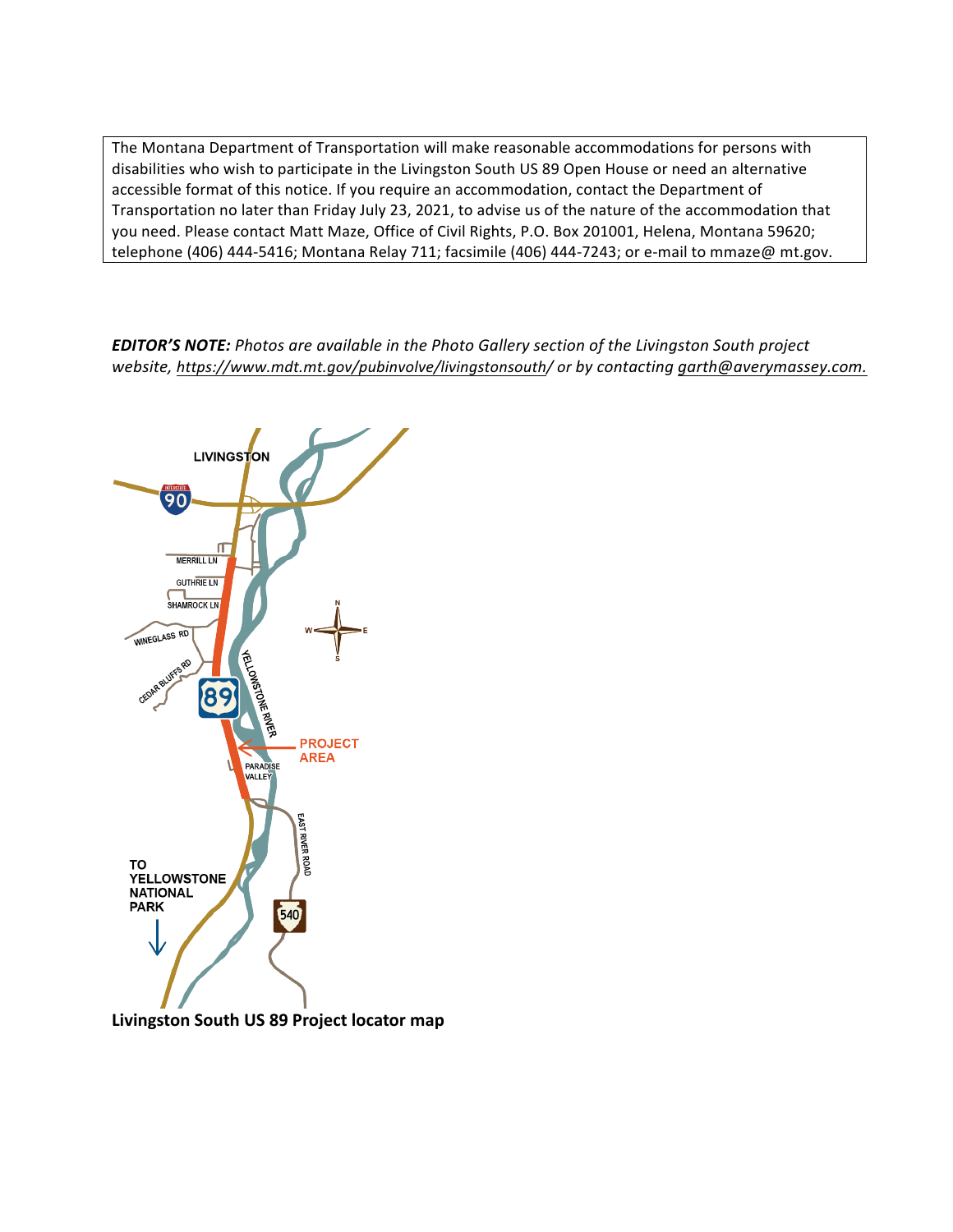The Montana Department of Transportation will make reasonable accommodations for persons with disabilities who wish to participate in the Livingston South US 89 Open House or need an alternative accessible format of this notice. If you require an accommodation, contact the Department of Transportation no later than Friday July 23, 2021, to advise us of the nature of the accommodation that you need. Please contact Matt Maze, Office of Civil Rights, P.O. Box 201001, Helena, Montana 59620; telephone (406) 444-5416; Montana Relay 711; facsimile (406) 444-7243; or e-mail to mmaze@ mt.gov.

***EDITOR'S NOTE:*** *Photos are available in the Photo Gallery section of the Livingston South project website, https://www.mdt.mt.gov/pubinvolve/livingstonsouth/ or by contacting garth@averymassey.com.*

LIVINGSTON

90

MERRILL LN

GUTHRIE LN

SHAMROCK LN

WINEGLASS RD

CEDAR BLUFFS RD

89

YELLOWSTONE RIVER

N

W

E

S

PROJECT AREA

PARADISE VALLEY

EAST RIVER ROAD

540

TO YELLOWSTONE NATIONAL PARK

**Livingston South US 89 Project locator map**